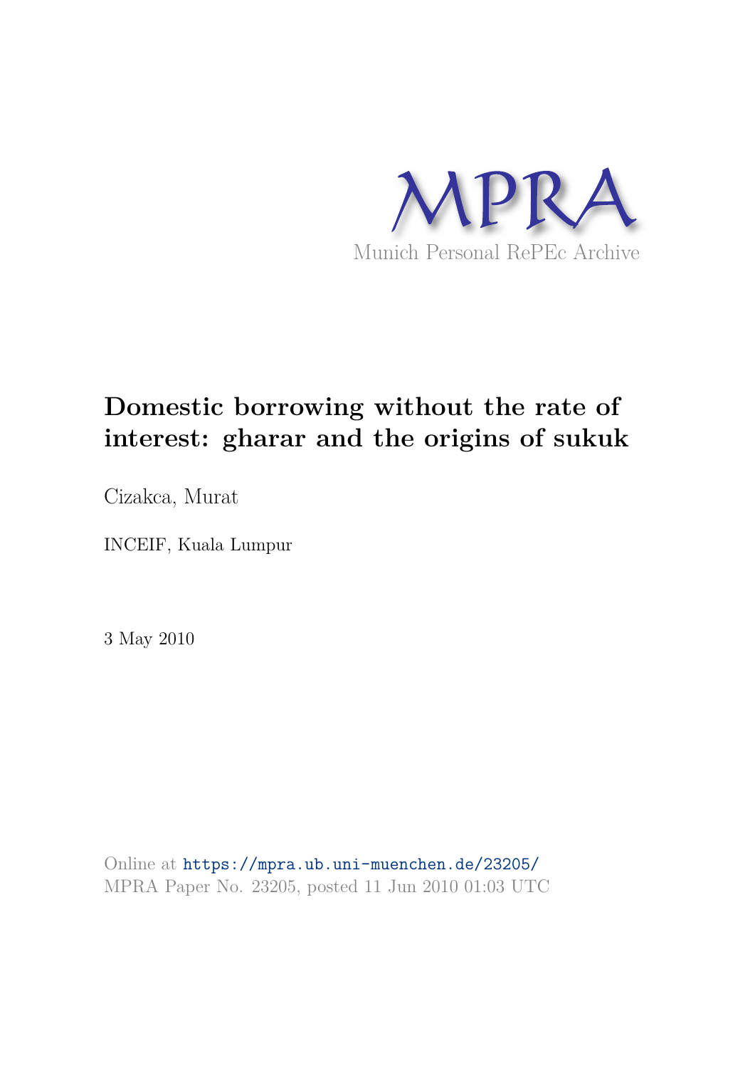MPRA

Munich Personal RePEc Archive

# Domestic borrowing without the rate of interest: gharar and the origins of sukuk

Cizakca, Murat

INCEIF, Kuala Lumpur

3 May 2010

Online at https://mpra.ub.uni-muenchen.de/23205/
MPRA Paper No. 23205, posted 11 Jun 2010 01:03 UTC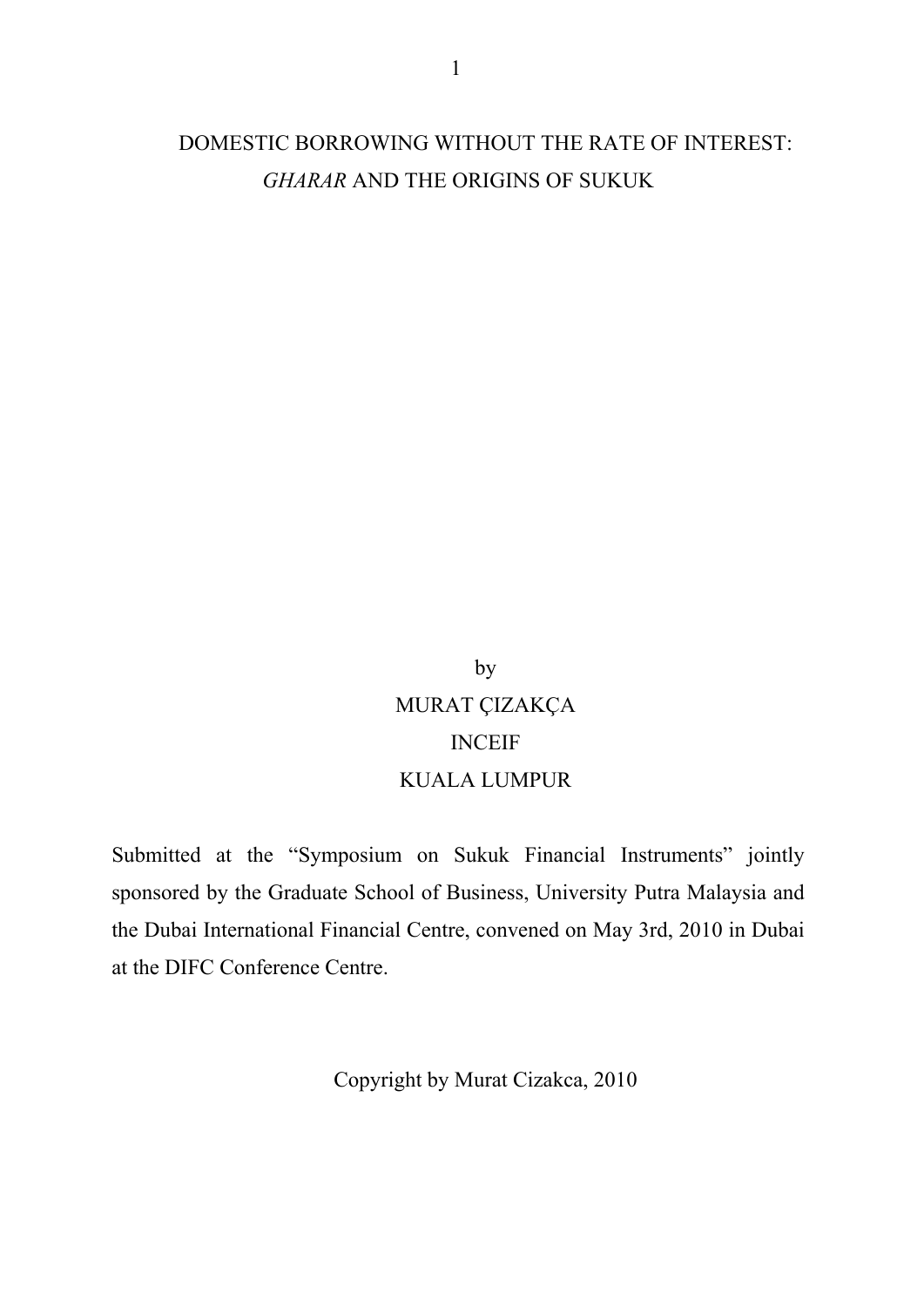# DOMESTIC BORROWING WITHOUT THE RATE OF INTEREST: *GHARAR* AND THE ORIGINS OF SUKUK

by

MURAT ÇIZAKÇA

INCEIF

KUALA LUMPUR

Submitted at the "Symposium on Sukuk Financial Instruments" jointly sponsored by the Graduate School of Business, University Putra Malaysia and the Dubai International Financial Centre, convened on May 3rd, 2010 in Dubai at the DIFC Conference Centre.

Copyright by Murat Cizakca, 2010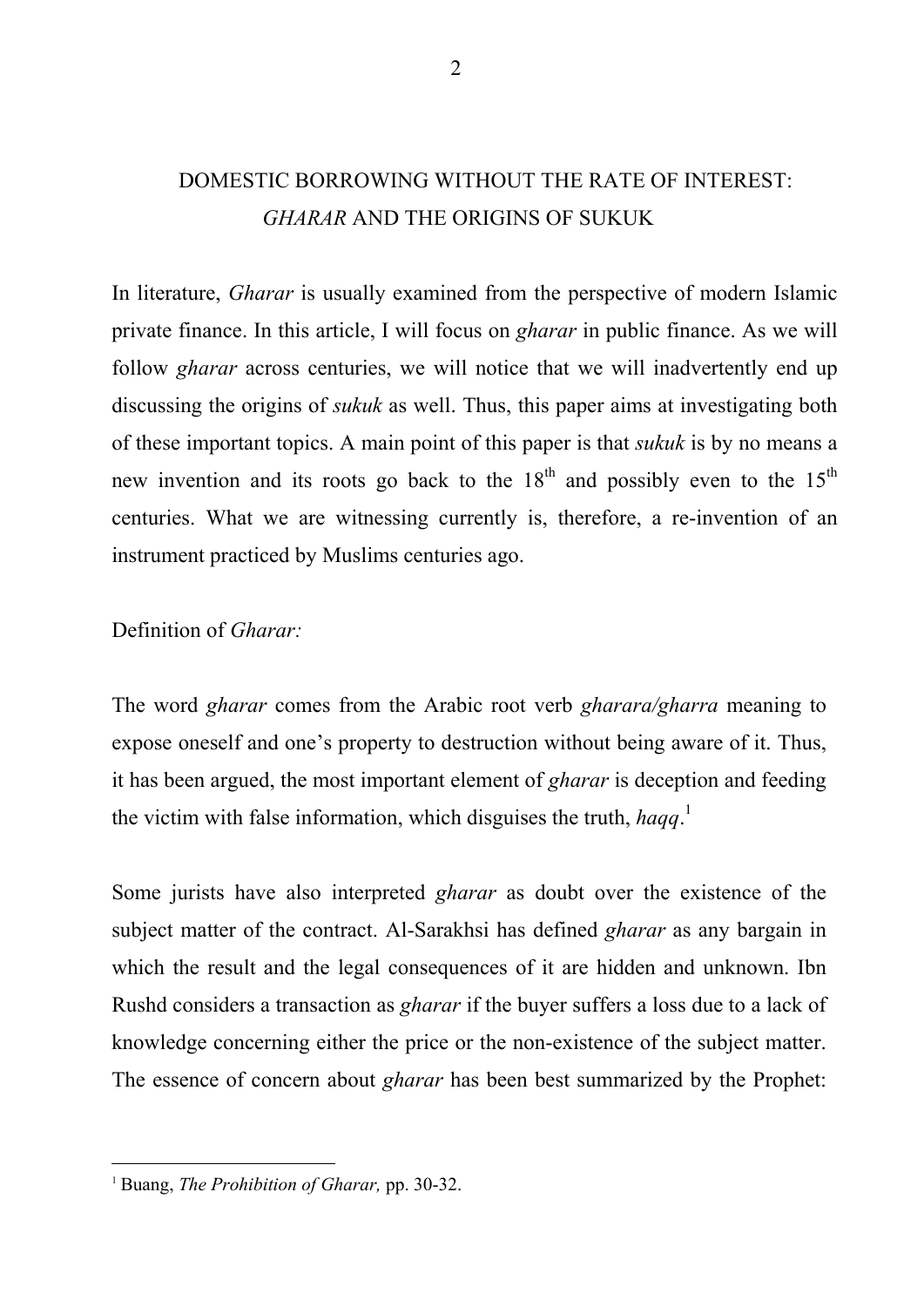# DOMESTIC BORROWING WITHOUT THE RATE OF INTEREST: *GHARAR* AND THE ORIGINS OF SUKUK

In literature, *Gharar* is usually examined from the perspective of modern Islamic private finance. In this article, I will focus on *gharar* in public finance. As we will follow *gharar* across centuries, we will notice that we will inadvertently end up discussing the origins of *sukuk* as well. Thus, this paper aims at investigating both of these important topics. A main point of this paper is that *sukuk* is by no means a new invention and its roots go back to the 18th and possibly even to the 15th centuries. What we are witnessing currently is, therefore, a re-invention of an instrument practiced by Muslims centuries ago.

## Definition of *Gharar:*

The word *gharar* comes from the Arabic root verb *gharara/gharra* meaning to expose oneself and one's property to destruction without being aware of it. Thus, it has been argued, the most important element of *gharar* is deception and feeding the victim with false information, which disguises the truth, *haqq*.[1]

Some jurists have also interpreted *gharar* as doubt over the existence of the subject matter of the contract. Al-Sarakhsi has defined *gharar* as any bargain in which the result and the legal consequences of it are hidden and unknown. Ibn Rushd considers a transaction as *gharar* if the buyer suffers a loss due to a lack of knowledge concerning either the price or the non-existence of the subject matter. The essence of concern about *gharar* has been best summarized by the Prophet:

[1] Buang, *The Prohibition of Gharar,* pp. 30-32.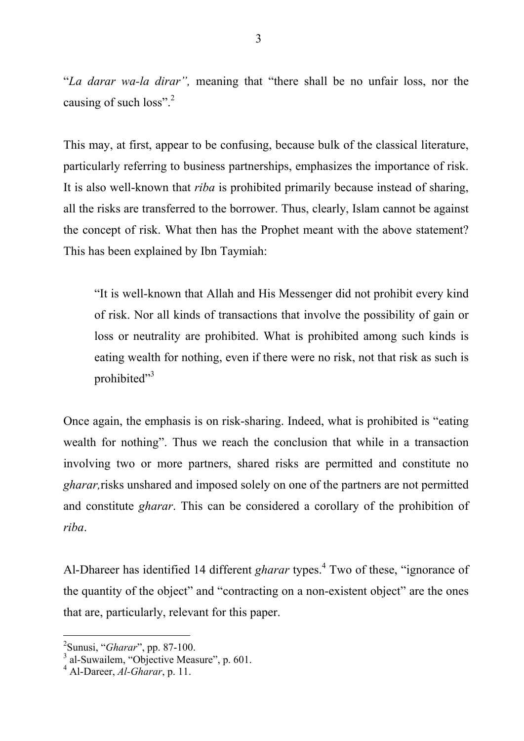"*La darar wa-la dirar",* meaning that "there shall be no unfair loss, nor the causing of such loss".[2]

This may, at first, appear to be confusing, because bulk of the classical literature, particularly referring to business partnerships, emphasizes the importance of risk. It is also well-known that *riba* is prohibited primarily because instead of sharing, all the risks are transferred to the borrower. Thus, clearly, Islam cannot be against the concept of risk. What then has the Prophet meant with the above statement? This has been explained by Ibn Taymiah:

> "It is well-known that Allah and His Messenger did not prohibit every kind of risk. Nor all kinds of transactions that involve the possibility of gain or loss or neutrality are prohibited. What is prohibited among such kinds is eating wealth for nothing, even if there were no risk, not that risk as such is prohibited"[3]

Once again, the emphasis is on risk-sharing. Indeed, what is prohibited is "eating wealth for nothing". Thus we reach the conclusion that while in a transaction involving two or more partners, shared risks are permitted and constitute no *gharar,*risks unshared and imposed solely on one of the partners are not permitted and constitute *gharar*. This can be considered a corollary of the prohibition of *riba*.

Al-Dhareer has identified 14 different *gharar* types.[4] Two of these, "ignorance of the quantity of the object" and "contracting on a non-existent object" are the ones that are, particularly, relevant for this paper.

---

[2] Sunusi, "*Gharar*", pp. 87-100.
[3] al-Suwailem, "Objective Measure", p. 601.
[4] Al-Dareer, *Al-Gharar*, p. 11.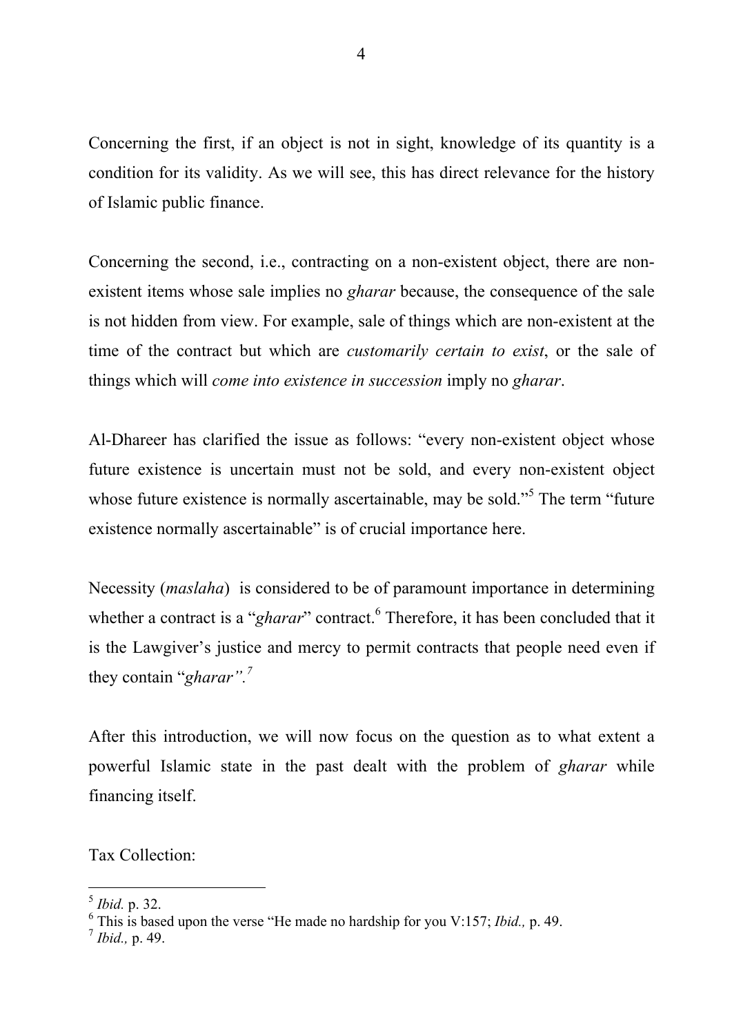Concerning the first, if an object is not in sight, knowledge of its quantity is a condition for its validity. As we will see, this has direct relevance for the history of Islamic public finance.

Concerning the second, i.e., contracting on a non-existent object, there are non-existent items whose sale implies no *gharar* because, the consequence of the sale is not hidden from view. For example, sale of things which are non-existent at the time of the contract but which are *customarily certain to exist*, or the sale of things which will *come into existence in succession* imply no *gharar*.

Al-Dhareer has clarified the issue as follows: "every non-existent object whose future existence is uncertain must not be sold, and every non-existent object whose future existence is normally ascertainable, may be sold."[5] The term "future existence normally ascertainable" is of crucial importance here.

Necessity (*maslaha*) is considered to be of paramount importance in determining whether a contract is a "*gharar*" contract.[6] Therefore, it has been concluded that it is the Lawgiver's justice and mercy to permit contracts that people need even if they contain "*gharar".*[7]

After this introduction, we will now focus on the question as to what extent a powerful Islamic state in the past dealt with the problem of *gharar* while financing itself.

Tax Collection:

---

[5] *Ibid.* p. 32.

[6] This is based upon the verse "He made no hardship for you V:157; *Ibid.,* p. 49.

[7] *Ibid.,* p. 49.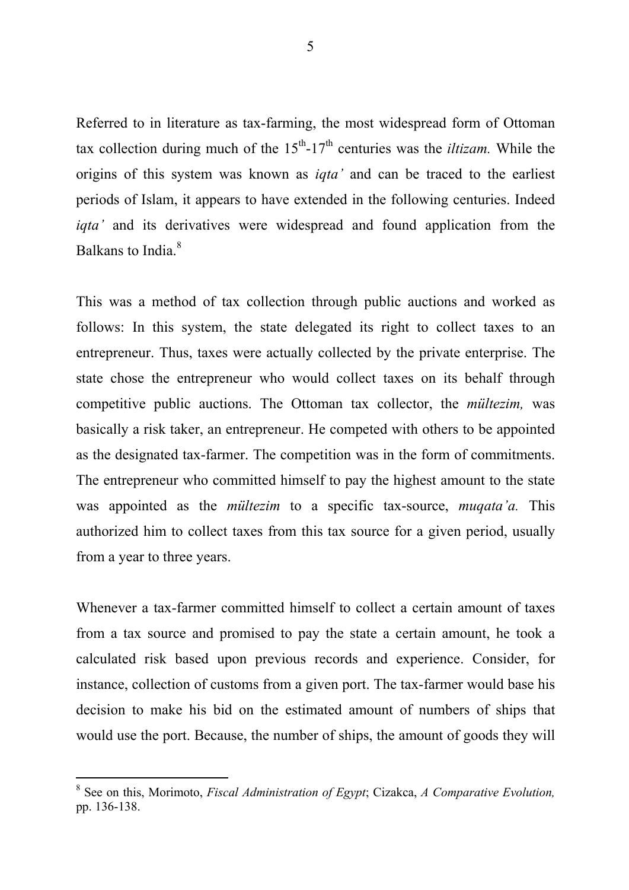Referred to in literature as tax-farming, the most widespread form of Ottoman tax collection during much of the $15^{th}$-$17^{th}$ centuries was the *iltizam.* While the origins of this system was known as *iqta'* and can be traced to the earliest periods of Islam, it appears to have extended in the following centuries. Indeed *iqta'* and its derivatives were widespread and found application from the Balkans to India.[8]

This was a method of tax collection through public auctions and worked as follows: In this system, the state delegated its right to collect taxes to an entrepreneur. Thus, taxes were actually collected by the private enterprise. The state chose the entrepreneur who would collect taxes on its behalf through competitive public auctions. The Ottoman tax collector, the *mültezim,* was basically a risk taker, an entrepreneur. He competed with others to be appointed as the designated tax-farmer. The competition was in the form of commitments. The entrepreneur who committed himself to pay the highest amount to the state was appointed as the *mültezim* to a specific tax-source, *muqata'a.* This authorized him to collect taxes from this tax source for a given period, usually from a year to three years.

Whenever a tax-farmer committed himself to collect a certain amount of taxes from a tax source and promised to pay the state a certain amount, he took a calculated risk based upon previous records and experience. Consider, for instance, collection of customs from a given port. The tax-farmer would base his decision to make his bid on the estimated amount of numbers of ships that would use the port. Because, the number of ships, the amount of goods they will

---

[8] See on this, Morimoto, *Fiscal Administration of Egypt*; Cizakca, *A Comparative Evolution,* pp. 136-138.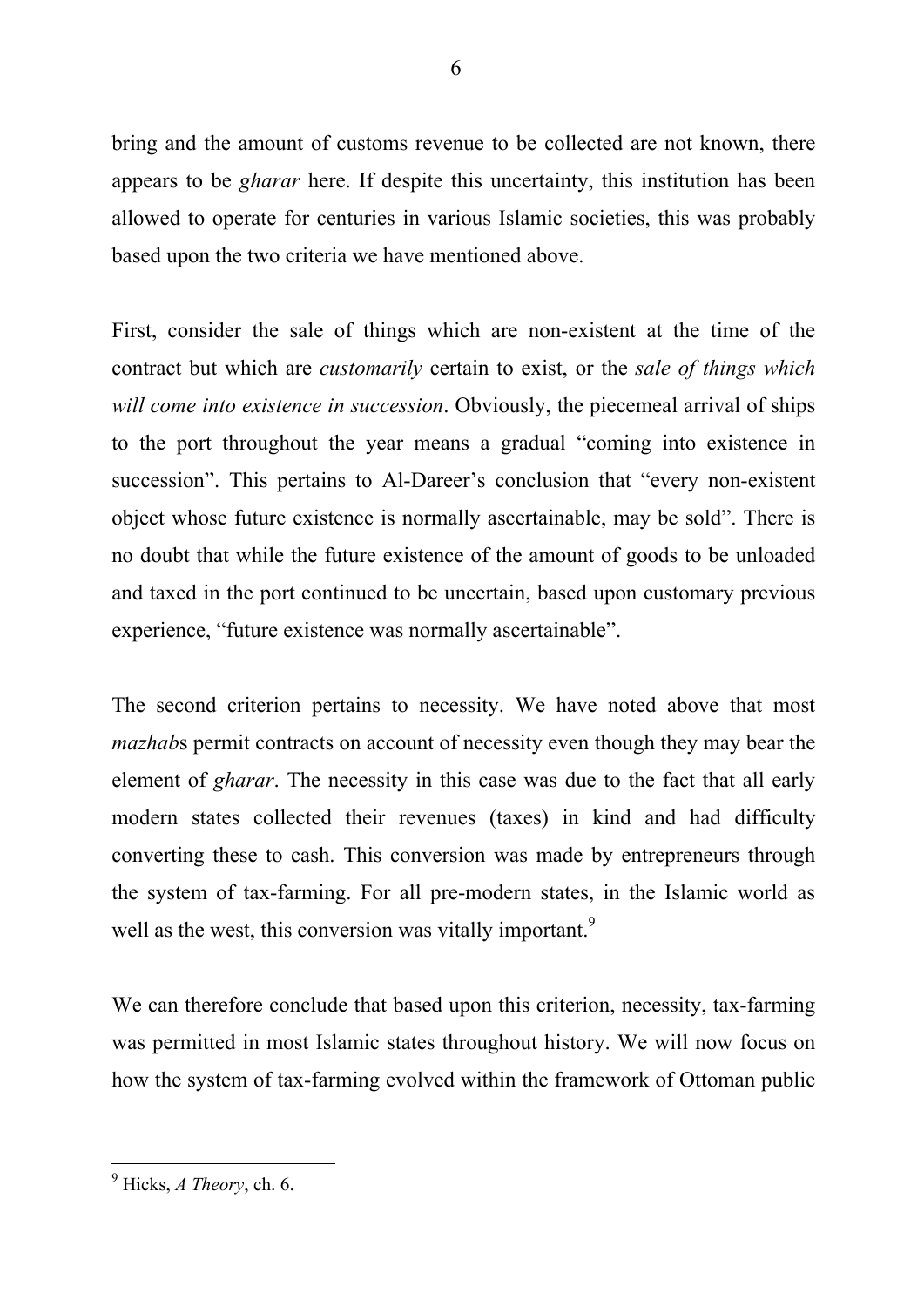bring and the amount of customs revenue to be collected are not known, there appears to be *gharar* here. If despite this uncertainty, this institution has been allowed to operate for centuries in various Islamic societies, this was probably based upon the two criteria we have mentioned above.

First, consider the sale of things which are non-existent at the time of the contract but which are *customarily* certain to exist, or the *sale of things which will come into existence in succession*. Obviously, the piecemeal arrival of ships to the port throughout the year means a gradual "coming into existence in succession". This pertains to Al-Dareer's conclusion that "every non-existent object whose future existence is normally ascertainable, may be sold". There is no doubt that while the future existence of the amount of goods to be unloaded and taxed in the port continued to be uncertain, based upon customary previous experience, "future existence was normally ascertainable".

The second criterion pertains to necessity. We have noted above that most *mazhab*s permit contracts on account of necessity even though they may bear the element of *gharar*. The necessity in this case was due to the fact that all early modern states collected their revenues (taxes) in kind and had difficulty converting these to cash. This conversion was made by entrepreneurs through the system of tax-farming. For all pre-modern states, in the Islamic world as well as the west, this conversion was vitally important.[9]

We can therefore conclude that based upon this criterion, necessity, tax-farming was permitted in most Islamic states throughout history. We will now focus on how the system of tax-farming evolved within the framework of Ottoman public

[9] Hicks, *A Theory*, ch. 6.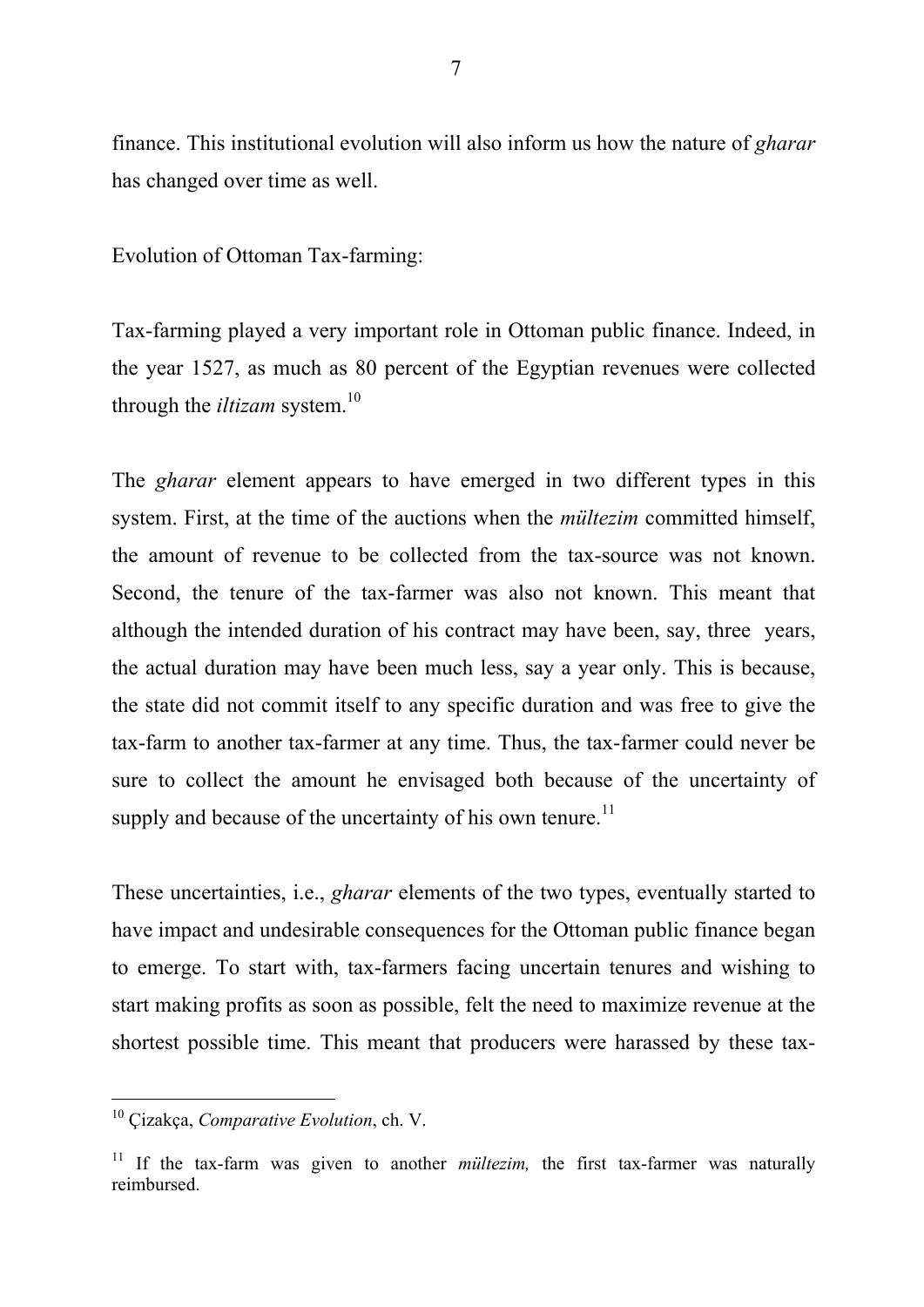finance. This institutional evolution will also inform us how the nature of *gharar* has changed over time as well.

Evolution of Ottoman Tax-farming:

Tax-farming played a very important role in Ottoman public finance. Indeed, in the year 1527, as much as 80 percent of the Egyptian revenues were collected through the *iltizam* system.[10]

The *gharar* element appears to have emerged in two different types in this system. First, at the time of the auctions when the *mültezim* committed himself, the amount of revenue to be collected from the tax-source was not known. Second, the tenure of the tax-farmer was also not known. This meant that although the intended duration of his contract may have been, say, three years, the actual duration may have been much less, say a year only. This is because, the state did not commit itself to any specific duration and was free to give the tax-farm to another tax-farmer at any time. Thus, the tax-farmer could never be sure to collect the amount he envisaged both because of the uncertainty of supply and because of the uncertainty of his own tenure.[11]

These uncertainties, i.e., *gharar* elements of the two types, eventually started to have impact and undesirable consequences for the Ottoman public finance began to emerge. To start with, tax-farmers facing uncertain tenures and wishing to start making profits as soon as possible, felt the need to maximize revenue at the shortest possible time. This meant that producers were harassed by these tax-

---

[10] Çizakça, *Comparative Evolution*, ch. V.

[11] If the tax-farm was given to another *mültezim,* the first tax-farmer was naturally reimbursed.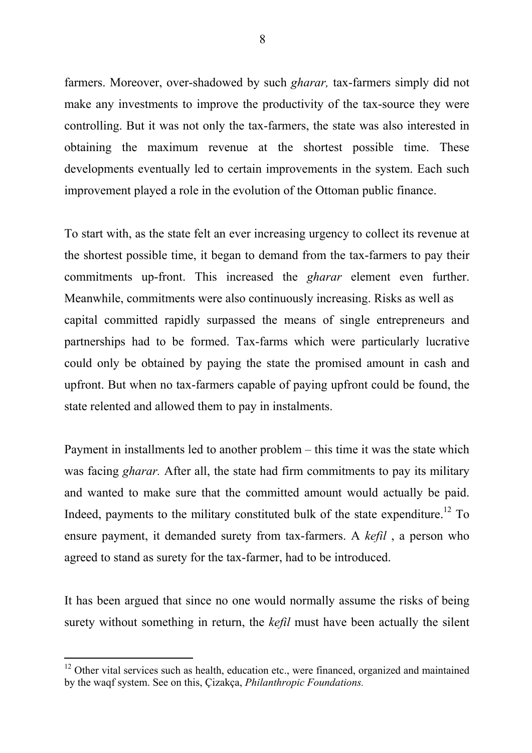farmers. Moreover, over-shadowed by such *gharar,* tax-farmers simply did not make any investments to improve the productivity of the tax-source they were controlling. But it was not only the tax-farmers, the state was also interested in obtaining the maximum revenue at the shortest possible time. These developments eventually led to certain improvements in the system. Each such improvement played a role in the evolution of the Ottoman public finance.

To start with, as the state felt an ever increasing urgency to collect its revenue at the shortest possible time, it began to demand from the tax-farmers to pay their commitments up-front. This increased the *gharar* element even further. Meanwhile, commitments were also continuously increasing. Risks as well as capital committed rapidly surpassed the means of single entrepreneurs and partnerships had to be formed. Tax-farms which were particularly lucrative could only be obtained by paying the state the promised amount in cash and upfront. But when no tax-farmers capable of paying upfront could be found, the state relented and allowed them to pay in instalments.

Payment in installments led to another problem – this time it was the state which was facing *gharar.* After all, the state had firm commitments to pay its military and wanted to make sure that the committed amount would actually be paid. Indeed, payments to the military constituted bulk of the state expenditure.[12] To ensure payment, it demanded surety from tax-farmers. A *kefil* , a person who agreed to stand as surety for the tax-farmer, had to be introduced.

It has been argued that since no one would normally assume the risks of being surety without something in return, the *kefil* must have been actually the silent

---

[12] Other vital services such as health, education etc., were financed, organized and maintained by the waqf system. See on this, Çizakça, *Philanthropic Foundations.*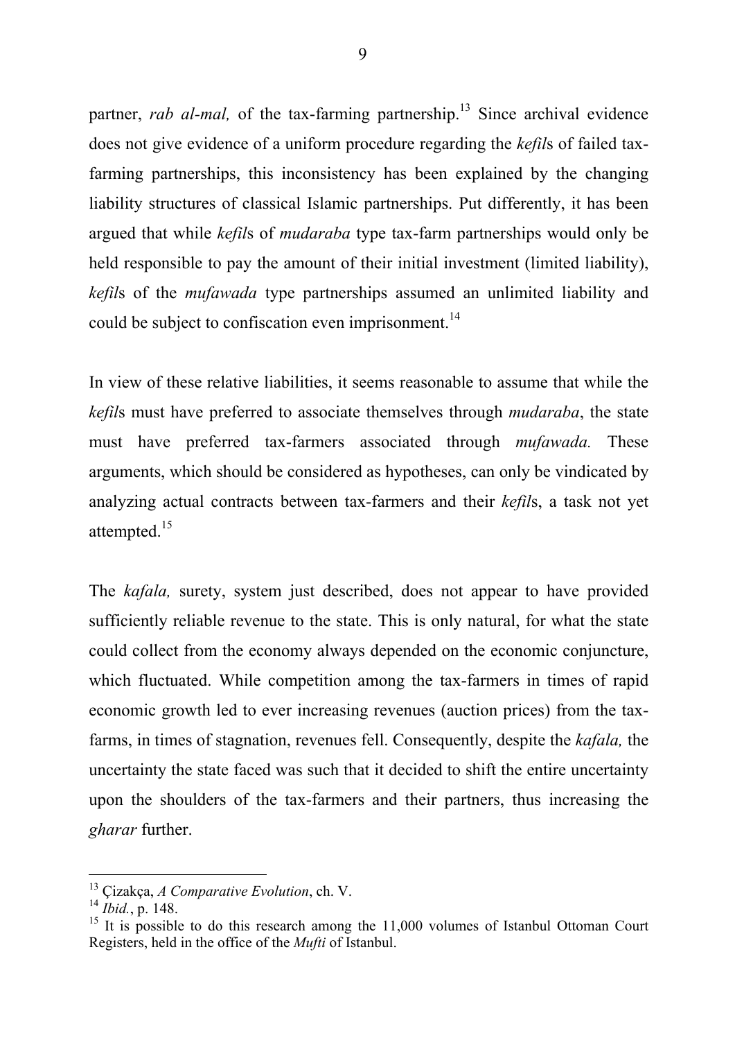partner, *rab al-mal,* of the tax-farming partnership.[13] Since archival evidence does not give evidence of a uniform procedure regarding the *kefil*s of failed tax-farming partnerships, this inconsistency has been explained by the changing liability structures of classical Islamic partnerships. Put differently, it has been argued that while *kefil*s of *mudaraba* type tax-farm partnerships would only be held responsible to pay the amount of their initial investment (limited liability), *kefil*s of the *mufawada* type partnerships assumed an unlimited liability and could be subject to confiscation even imprisonment.[14]

In view of these relative liabilities, it seems reasonable to assume that while the *kefil*s must have preferred to associate themselves through *mudaraba*, the state must have preferred tax-farmers associated through *mufawada.* These arguments, which should be considered as hypotheses, can only be vindicated by analyzing actual contracts between tax-farmers and their *kefil*s, a task not yet attempted.[15]

The *kafala,* surety, system just described, does not appear to have provided sufficiently reliable revenue to the state. This is only natural, for what the state could collect from the economy always depended on the economic conjuncture, which fluctuated. While competition among the tax-farmers in times of rapid economic growth led to ever increasing revenues (auction prices) from the tax-farms, in times of stagnation, revenues fell. Consequently, despite the *kafala,* the uncertainty the state faced was such that it decided to shift the entire uncertainty upon the shoulders of the tax-farmers and their partners, thus increasing the *gharar* further.

---

[13] Çizakça, *A Comparative Evolution*, ch. V.

[14] *Ibid.*, p. 148.

[15] It is possible to do this research among the 11,000 volumes of Istanbul Ottoman Court Registers, held in the office of the *Mufti* of Istanbul.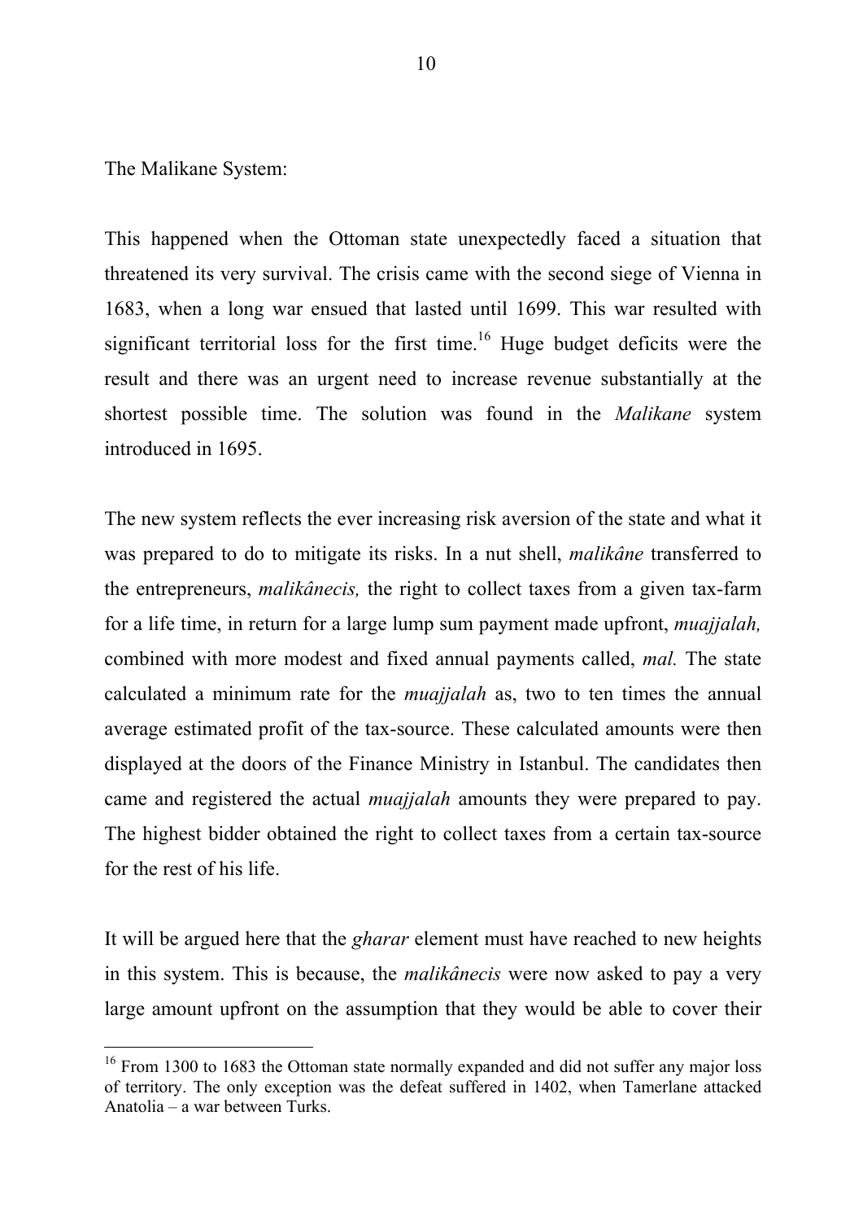The Malikane System:

This happened when the Ottoman state unexpectedly faced a situation that threatened its very survival. The crisis came with the second siege of Vienna in 1683, when a long war ensued that lasted until 1699. This war resulted with significant territorial loss for the first time.[16] Huge budget deficits were the result and there was an urgent need to increase revenue substantially at the shortest possible time. The solution was found in the *Malikane* system introduced in 1695.

The new system reflects the ever increasing risk aversion of the state and what it was prepared to do to mitigate its risks. In a nut shell, *malikâne* transferred to the entrepreneurs, *malikânecis,* the right to collect taxes from a given tax-farm for a life time, in return for a large lump sum payment made upfront, *muajjalah,* combined with more modest and fixed annual payments called, *mal.* The state calculated a minimum rate for the *muajjalah* as, two to ten times the annual average estimated profit of the tax-source. These calculated amounts were then displayed at the doors of the Finance Ministry in Istanbul. The candidates then came and registered the actual *muajjalah* amounts they were prepared to pay. The highest bidder obtained the right to collect taxes from a certain tax-source for the rest of his life.

It will be argued here that the *gharar* element must have reached to new heights in this system. This is because, the *malikânecis* were now asked to pay a very large amount upfront on the assumption that they would be able to cover their

---

[16] From 1300 to 1683 the Ottoman state normally expanded and did not suffer any major loss of territory. The only exception was the defeat suffered in 1402, when Tamerlane attacked Anatolia – a war between Turks.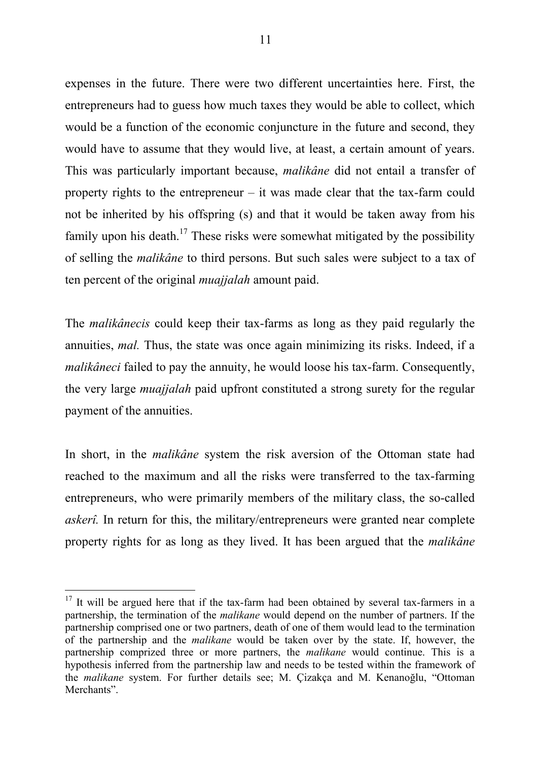expenses in the future. There were two different uncertainties here. First, the entrepreneurs had to guess how much taxes they would be able to collect, which would be a function of the economic conjuncture in the future and second, they would have to assume that they would live, at least, a certain amount of years. This was particularly important because, *malikâne* did not entail a transfer of property rights to the entrepreneur – it was made clear that the tax-farm could not be inherited by his offspring (s) and that it would be taken away from his family upon his death.[17] These risks were somewhat mitigated by the possibility of selling the *malikâne* to third persons. But such sales were subject to a tax of ten percent of the original *muajjalah* amount paid.

The *malikânecis* could keep their tax-farms as long as they paid regularly the annuities, *mal.* Thus, the state was once again minimizing its risks. Indeed, if a *malikâneci* failed to pay the annuity, he would loose his tax-farm. Consequently, the very large *muajjalah* paid upfront constituted a strong surety for the regular payment of the annuities.

In short, in the *malikâne* system the risk aversion of the Ottoman state had reached to the maximum and all the risks were transferred to the tax-farming entrepreneurs, who were primarily members of the military class, the so-called *askerî.* In return for this, the military/entrepreneurs were granted near complete property rights for as long as they lived. It has been argued that the *malikâne*

[17] It will be argued here that if the tax-farm had been obtained by several tax-farmers in a partnership, the termination of the *malikane* would depend on the number of partners. If the partnership comprised one or two partners, death of one of them would lead to the termination of the partnership and the *malikane* would be taken over by the state. If, however, the partnership comprized three or more partners, the *malikane* would continue. This is a hypothesis inferred from the partnership law and needs to be tested within the framework of the *malikane* system. For further details see; M. Çizakça and M. Kenanoğlu, "Ottoman Merchants".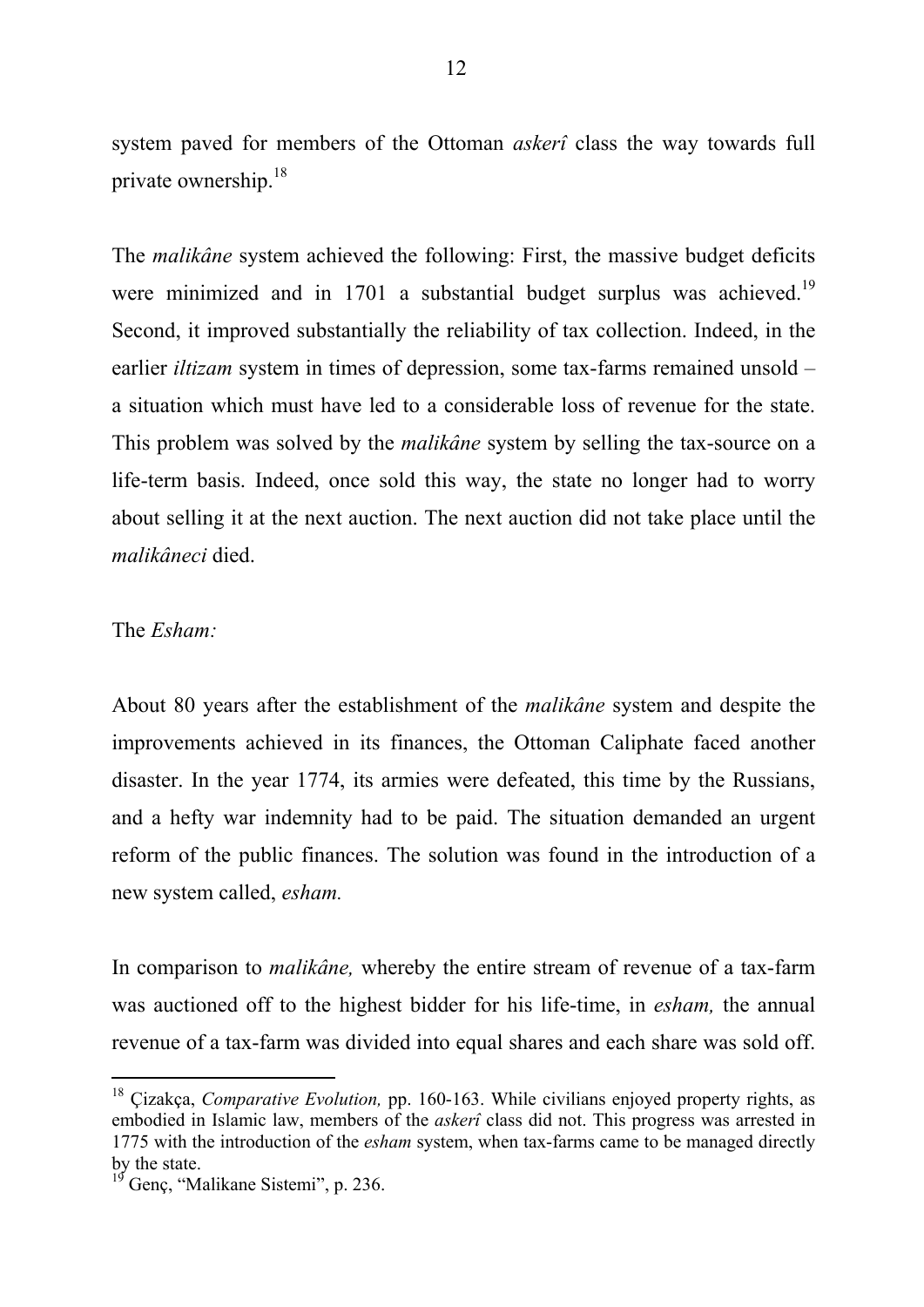system paved for members of the Ottoman *askerî* class the way towards full private ownership.[18]

The *malikâne* system achieved the following: First, the massive budget deficits were minimized and in 1701 a substantial budget surplus was achieved.[19] Second, it improved substantially the reliability of tax collection. Indeed, in the earlier *iltizam* system in times of depression, some tax-farms remained unsold – a situation which must have led to a considerable loss of revenue for the state. This problem was solved by the *malikâne* system by selling the tax-source on a life-term basis. Indeed, once sold this way, the state no longer had to worry about selling it at the next auction. The next auction did not take place until the *malikâneci* died.

The *Esham:*

About 80 years after the establishment of the *malikâne* system and despite the improvements achieved in its finances, the Ottoman Caliphate faced another disaster. In the year 1774, its armies were defeated, this time by the Russians, and a hefty war indemnity had to be paid. The situation demanded an urgent reform of the public finances. The solution was found in the introduction of a new system called, *esham.*

In comparison to *malikâne,* whereby the entire stream of revenue of a tax-farm was auctioned off to the highest bidder for his life-time, in *esham,* the annual revenue of a tax-farm was divided into equal shares and each share was sold off.

---

[18] Çizakça, *Comparative Evolution,* pp. 160-163. While civilians enjoyed property rights, as embodied in Islamic law, members of the *askerî* class did not. This progress was arrested in 1775 with the introduction of the *esham* system, when tax-farms came to be managed directly by the state.

[19] Genç, "Malikane Sistemi", p. 236.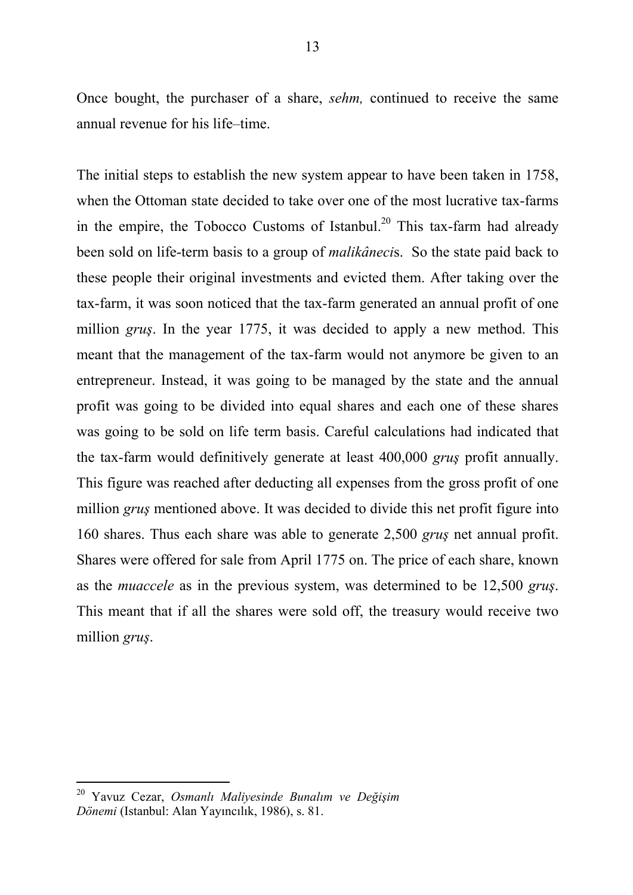Once bought, the purchaser of a share, *sehm,* continued to receive the same annual revenue for his life–time.

The initial steps to establish the new system appear to have been taken in 1758, when the Ottoman state decided to take over one of the most lucrative tax-farms in the empire, the Tobocco Customs of Istanbul.[20] This tax-farm had already been sold on life-term basis to a group of *malikâneci*s. So the state paid back to these people their original investments and evicted them. After taking over the tax-farm, it was soon noticed that the tax-farm generated an annual profit of one million *gruş*. In the year 1775, it was decided to apply a new method. This meant that the management of the tax-farm would not anymore be given to an entrepreneur. Instead, it was going to be managed by the state and the annual profit was going to be divided into equal shares and each one of these shares was going to be sold on life term basis. Careful calculations had indicated that the tax-farm would definitively generate at least 400,000 *gruş* profit annually. This figure was reached after deducting all expenses from the gross profit of one million *gruş* mentioned above. It was decided to divide this net profit figure into 160 shares. Thus each share was able to generate 2,500 *gruş* net annual profit. Shares were offered for sale from April 1775 on. The price of each share, known as the *muaccele* as in the previous system, was determined to be 12,500 *gruş*. This meant that if all the shares were sold off, the treasury would receive two million *gruş*.

[20] Yavuz Cezar, *Osmanlı Maliyesinde Bunalım ve Değişim Dönemi* (Istanbul: Alan Yayıncılık, 1986), s. 81.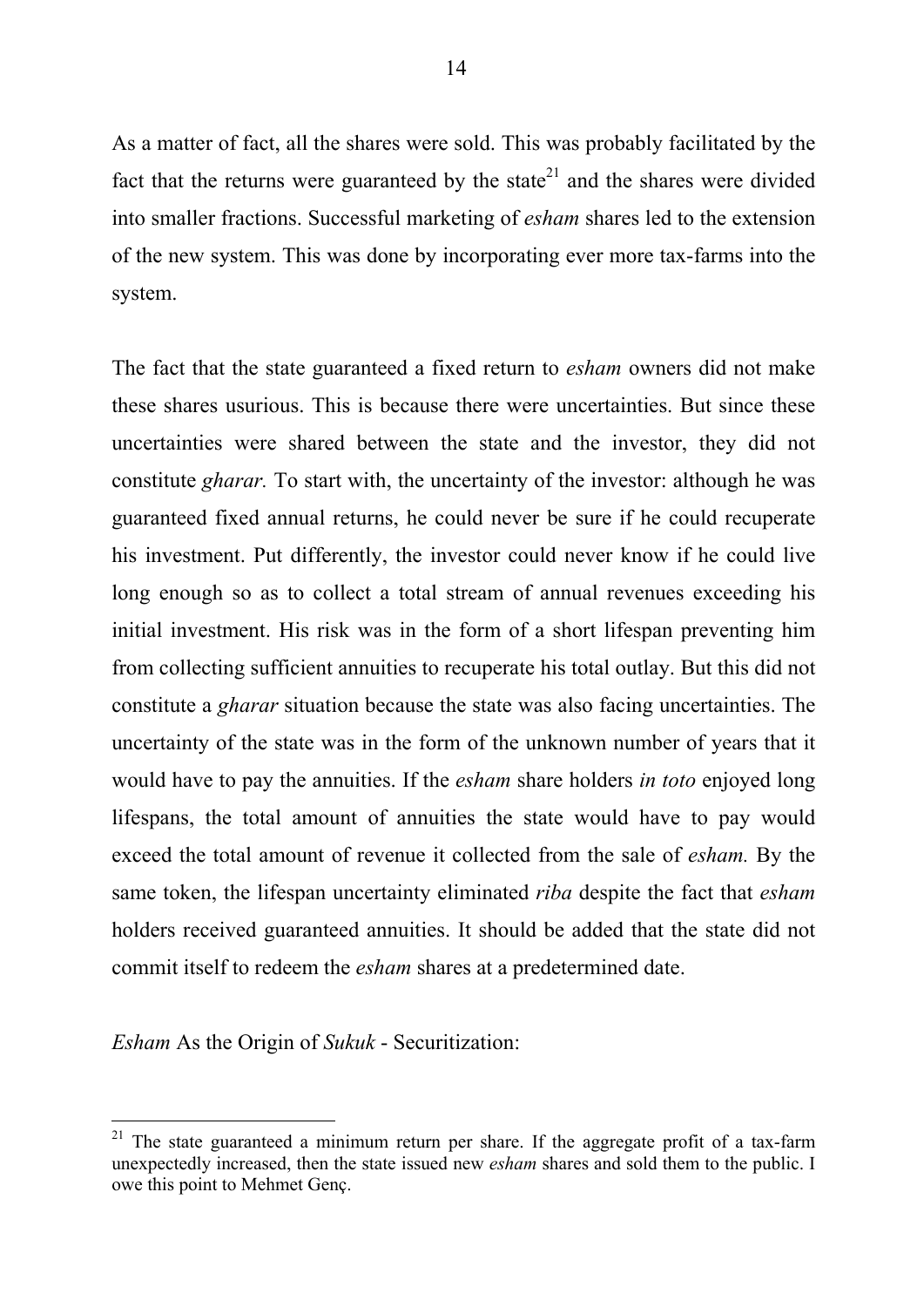As a matter of fact, all the shares were sold. This was probably facilitated by the fact that the returns were guaranteed by the state[21] and the shares were divided into smaller fractions. Successful marketing of *esham* shares led to the extension of the new system. This was done by incorporating ever more tax-farms into the system.

The fact that the state guaranteed a fixed return to *esham* owners did not make these shares usurious. This is because there were uncertainties. But since these uncertainties were shared between the state and the investor, they did not constitute *gharar.* To start with, the uncertainty of the investor: although he was guaranteed fixed annual returns, he could never be sure if he could recuperate his investment. Put differently, the investor could never know if he could live long enough so as to collect a total stream of annual revenues exceeding his initial investment. His risk was in the form of a short lifespan preventing him from collecting sufficient annuities to recuperate his total outlay. But this did not constitute a *gharar* situation because the state was also facing uncertainties. The uncertainty of the state was in the form of the unknown number of years that it would have to pay the annuities. If the *esham* share holders *in toto* enjoyed long lifespans, the total amount of annuities the state would have to pay would exceed the total amount of revenue it collected from the sale of *esham.* By the same token, the lifespan uncertainty eliminated *riba* despite the fact that *esham* holders received guaranteed annuities. It should be added that the state did not commit itself to redeem the *esham* shares at a predetermined date.

*Esham* As the Origin of *Sukuk* - Securitization:

---

[21] The state guaranteed a minimum return per share. If the aggregate profit of a tax-farm unexpectedly increased, then the state issued new *esham* shares and sold them to the public. I owe this point to Mehmet Genç.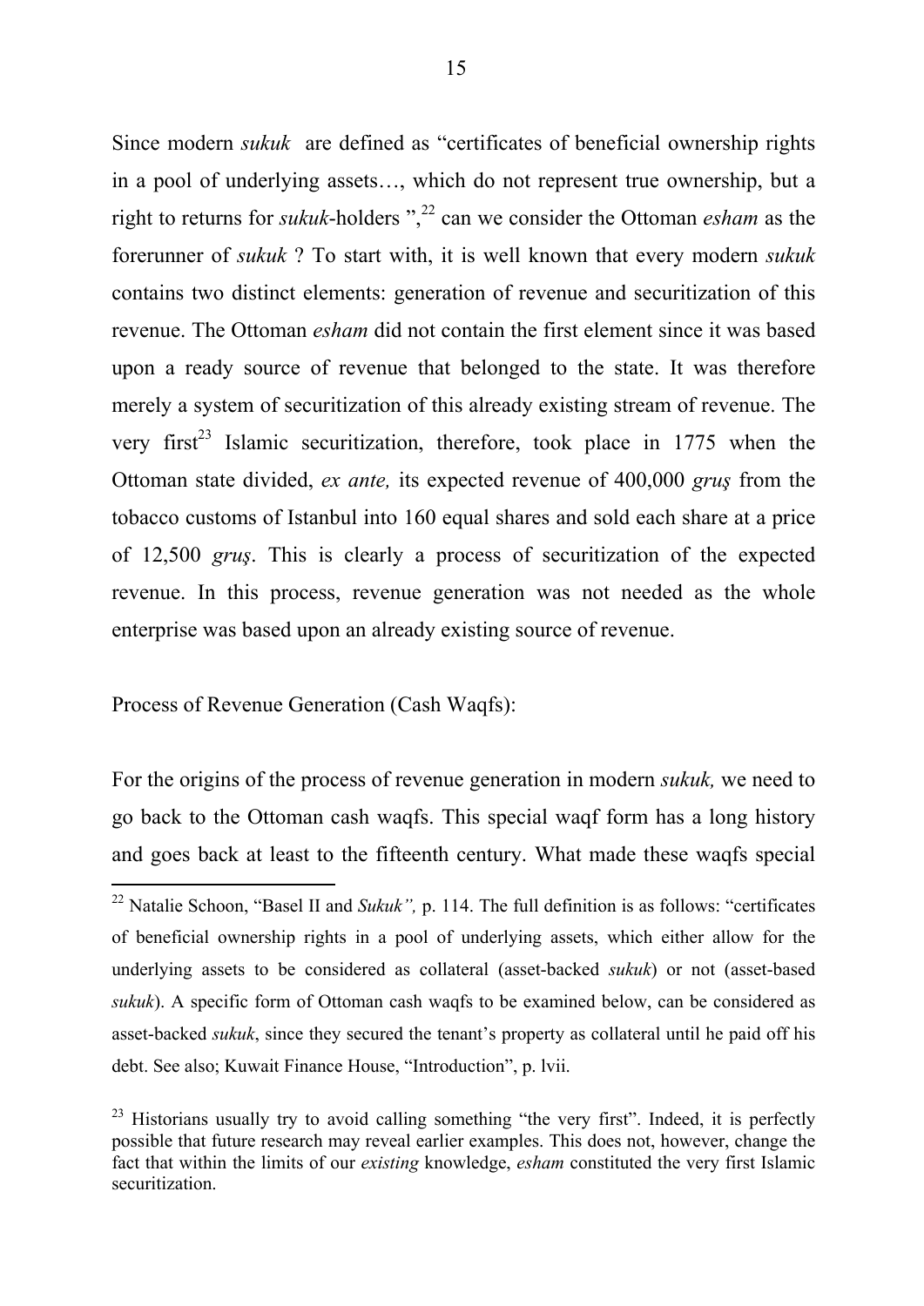Since modern *sukuk* are defined as "certificates of beneficial ownership rights in a pool of underlying assets…, which do not represent true ownership, but a right to returns for *sukuk*-holders ",[22] can we consider the Ottoman *esham* as the forerunner of *sukuk* ? To start with, it is well known that every modern *sukuk* contains two distinct elements: generation of revenue and securitization of this revenue. The Ottoman *esham* did not contain the first element since it was based upon a ready source of revenue that belonged to the state. It was therefore merely a system of securitization of this already existing stream of revenue. The very first[23] Islamic securitization, therefore, took place in 1775 when the Ottoman state divided, *ex ante,* its expected revenue of 400,000 *gruş* from the tobacco customs of Istanbul into 160 equal shares and sold each share at a price of 12,500 *gruş*. This is clearly a process of securitization of the expected revenue. In this process, revenue generation was not needed as the whole enterprise was based upon an already existing source of revenue.

Process of Revenue Generation (Cash Waqfs):

For the origins of the process of revenue generation in modern *sukuk,* we need to go back to the Ottoman cash waqfs. This special waqf form has a long history and goes back at least to the fifteenth century. What made these waqfs special

---

[22] Natalie Schoon, "Basel II and *Sukuk",* p. 114. The full definition is as follows: "certificates of beneficial ownership rights in a pool of underlying assets, which either allow for the underlying assets to be considered as collateral (asset-backed *sukuk*) or not (asset-based *sukuk*). A specific form of Ottoman cash waqfs to be examined below, can be considered as asset-backed *sukuk*, since they secured the tenant's property as collateral until he paid off his debt. See also; Kuwait Finance House, "Introduction", p. lvii.

[23] Historians usually try to avoid calling something "the very first". Indeed, it is perfectly possible that future research may reveal earlier examples. This does not, however, change the fact that within the limits of our *existing* knowledge, *esham* constituted the very first Islamic securitization.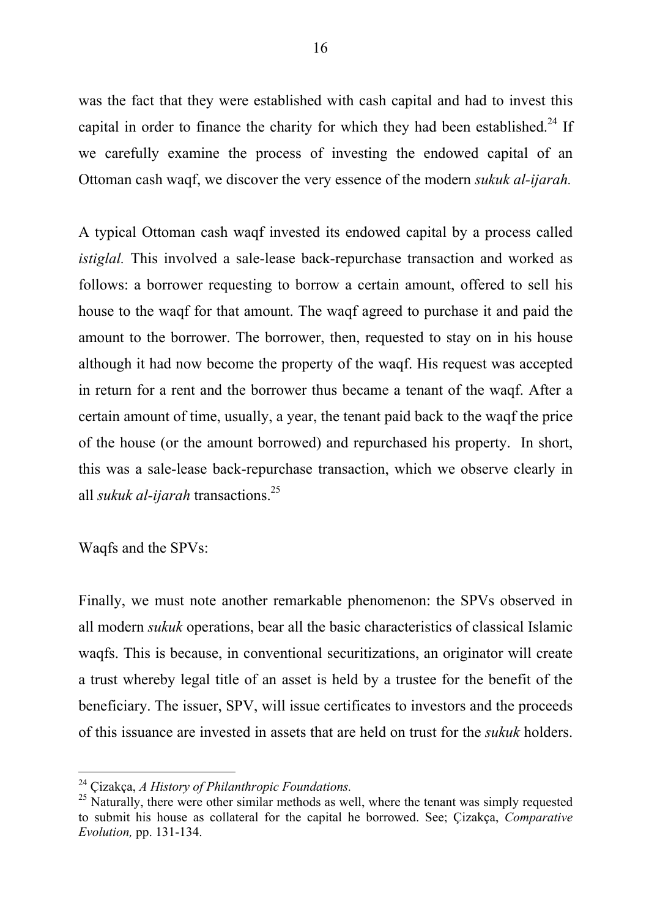was the fact that they were established with cash capital and had to invest this capital in order to finance the charity for which they had been established.[24] If we carefully examine the process of investing the endowed capital of an Ottoman cash waqf, we discover the very essence of the modern *sukuk al-ijarah.*

A typical Ottoman cash waqf invested its endowed capital by a process called *istiglal.* This involved a sale-lease back-repurchase transaction and worked as follows: a borrower requesting to borrow a certain amount, offered to sell his house to the waqf for that amount. The waqf agreed to purchase it and paid the amount to the borrower. The borrower, then, requested to stay on in his house although it had now become the property of the waqf. His request was accepted in return for a rent and the borrower thus became a tenant of the waqf. After a certain amount of time, usually, a year, the tenant paid back to the waqf the price of the house (or the amount borrowed) and repurchased his property. In short, this was a sale-lease back-repurchase transaction, which we observe clearly in all *sukuk al-ijarah* transactions.[25]

Waqfs and the SPVs:

Finally, we must note another remarkable phenomenon: the SPVs observed in all modern *sukuk* operations, bear all the basic characteristics of classical Islamic waqfs. This is because, in conventional securitizations, an originator will create a trust whereby legal title of an asset is held by a trustee for the benefit of the beneficiary. The issuer, SPV, will issue certificates to investors and the proceeds of this issuance are invested in assets that are held on trust for the *sukuk* holders.

---

[24] Çizakça, *A History of Philanthropic Foundations.*

[25] Naturally, there were other similar methods as well, where the tenant was simply requested to submit his house as collateral for the capital he borrowed. See; Çizakça, *Comparative Evolution,* pp. 131-134.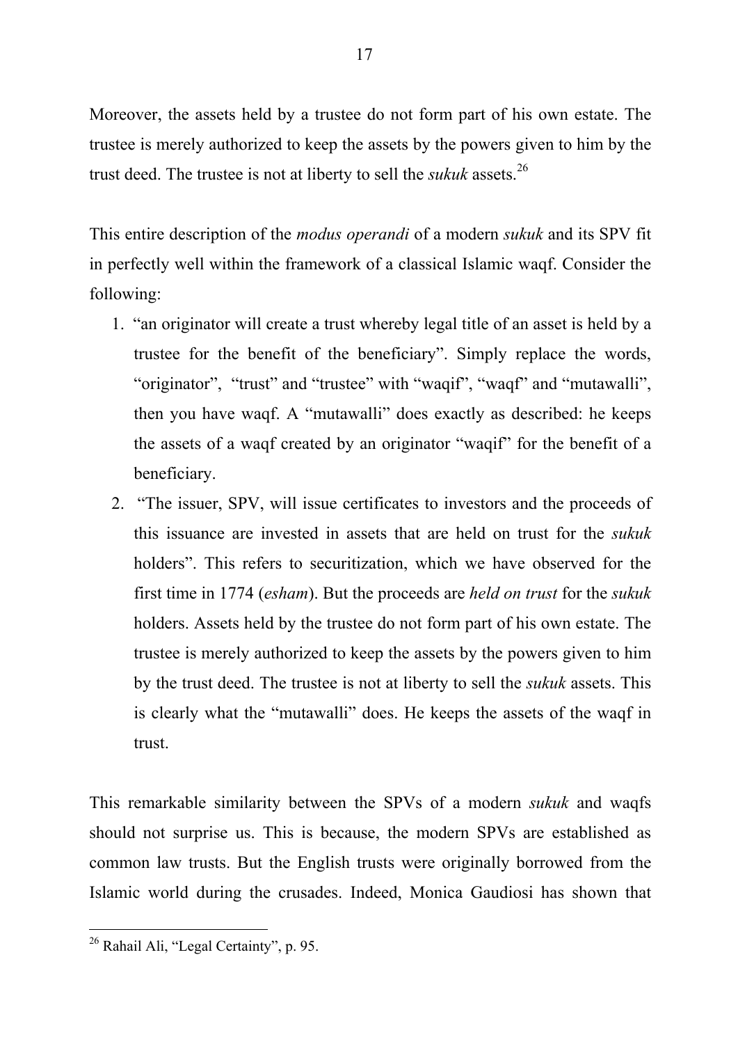Moreover, the assets held by a trustee do not form part of his own estate. The trustee is merely authorized to keep the assets by the powers given to him by the trust deed. The trustee is not at liberty to sell the *sukuk* assets.[26]

This entire description of the *modus operandi* of a modern *sukuk* and its SPV fit in perfectly well within the framework of a classical Islamic waqf. Consider the following:

1. "an originator will create a trust whereby legal title of an asset is held by a trustee for the benefit of the beneficiary". Simply replace the words, "originator", "trust" and "trustee" with "waqif", "waqf" and "mutawalli", then you have waqf. A "mutawalli" does exactly as described: he keeps the assets of a waqf created by an originator "waqif" for the benefit of a beneficiary.
2. "The issuer, SPV, will issue certificates to investors and the proceeds of this issuance are invested in assets that are held on trust for the *sukuk* holders". This refers to securitization, which we have observed for the first time in 1774 (*esham*). But the proceeds are *held on trust* for the *sukuk* holders. Assets held by the trustee do not form part of his own estate. The trustee is merely authorized to keep the assets by the powers given to him by the trust deed. The trustee is not at liberty to sell the *sukuk* assets. This is clearly what the "mutawalli" does. He keeps the assets of the waqf in trust.

This remarkable similarity between the SPVs of a modern *sukuk* and waqfs should not surprise us. This is because, the modern SPVs are established as common law trusts. But the English trusts were originally borrowed from the Islamic world during the crusades. Indeed, Monica Gaudiosi has shown that

[26] Rahail Ali, "Legal Certainty", p. 95.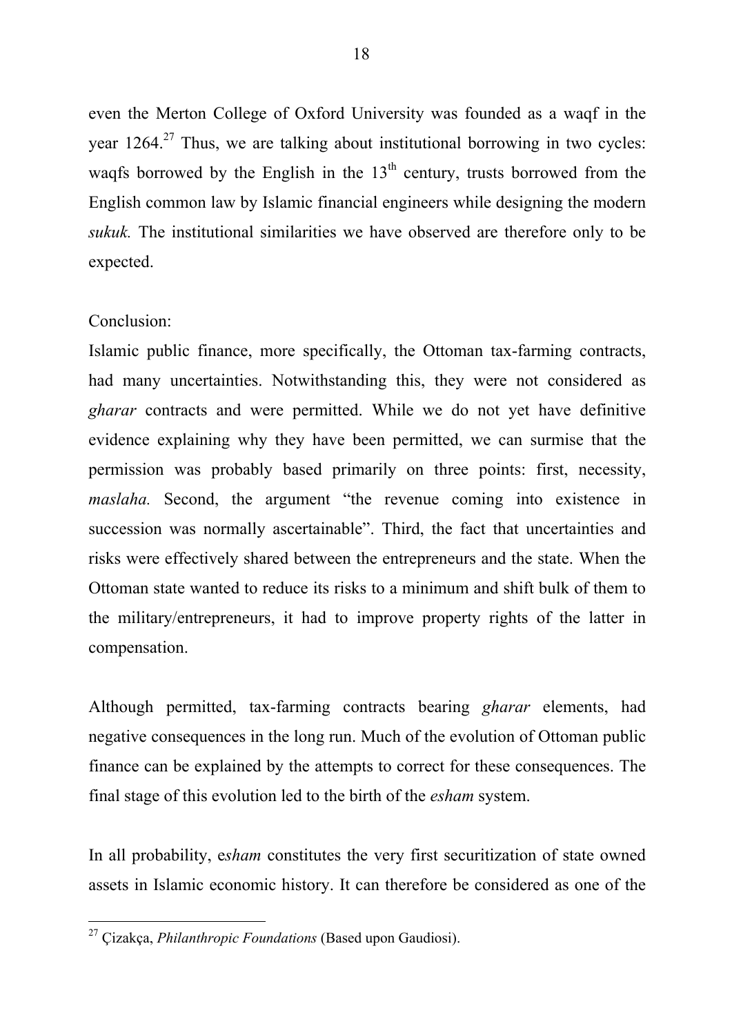even the Merton College of Oxford University was founded as a waqf in the year 1264.[27] Thus, we are talking about institutional borrowing in two cycles: waqfs borrowed by the English in the 13th century, trusts borrowed from the English common law by Islamic financial engineers while designing the modern *sukuk.* The institutional similarities we have observed are therefore only to be expected.

Conclusion:

Islamic public finance, more specifically, the Ottoman tax-farming contracts, had many uncertainties. Notwithstanding this, they were not considered as *gharar* contracts and were permitted. While we do not yet have definitive evidence explaining why they have been permitted, we can surmise that the permission was probably based primarily on three points: first, necessity, *maslaha.* Second, the argument "the revenue coming into existence in succession was normally ascertainable". Third, the fact that uncertainties and risks were effectively shared between the entrepreneurs and the state. When the Ottoman state wanted to reduce its risks to a minimum and shift bulk of them to the military/entrepreneurs, it had to improve property rights of the latter in compensation.

Although permitted, tax-farming contracts bearing *gharar* elements, had negative consequences in the long run. Much of the evolution of Ottoman public finance can be explained by the attempts to correct for these consequences. The final stage of this evolution led to the birth of the *esham* system.

In all probability, e*sham* constitutes the very first securitization of state owned assets in Islamic economic history. It can therefore be considered as one of the

---

[27] Çizakça, *Philanthropic Foundations* (Based upon Gaudiosi).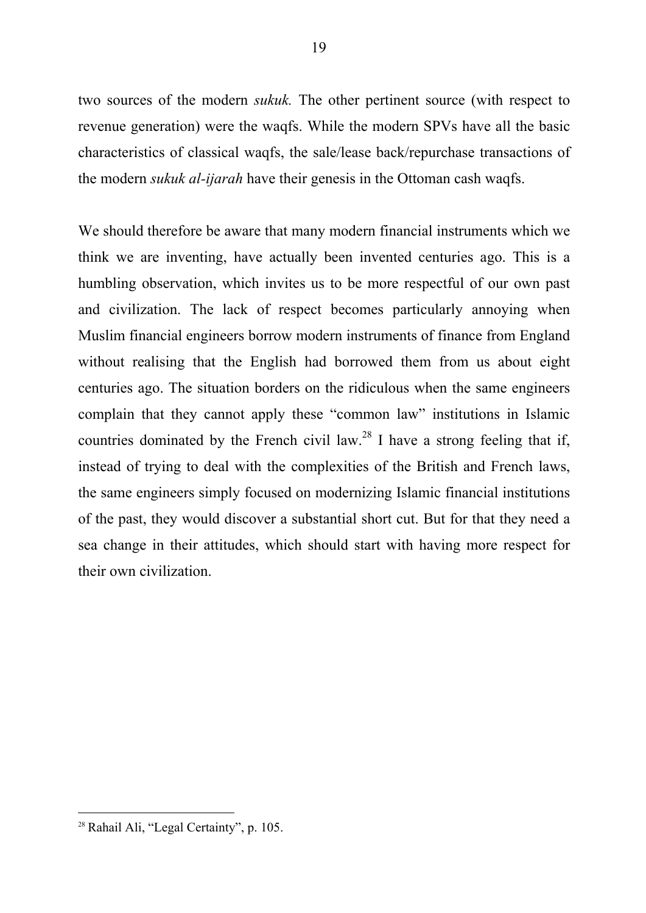two sources of the modern *sukuk.* The other pertinent source (with respect to revenue generation) were the waqfs. While the modern SPVs have all the basic characteristics of classical waqfs, the sale/lease back/repurchase transactions of the modern *sukuk al-ijarah* have their genesis in the Ottoman cash waqfs.

We should therefore be aware that many modern financial instruments which we think we are inventing, have actually been invented centuries ago. This is a humbling observation, which invites us to be more respectful of our own past and civilization. The lack of respect becomes particularly annoying when Muslim financial engineers borrow modern instruments of finance from England without realising that the English had borrowed them from us about eight centuries ago. The situation borders on the ridiculous when the same engineers complain that they cannot apply these "common law" institutions in Islamic countries dominated by the French civil law.[28] I have a strong feeling that if, instead of trying to deal with the complexities of the British and French laws, the same engineers simply focused on modernizing Islamic financial institutions of the past, they would discover a substantial short cut. But for that they need a sea change in their attitudes, which should start with having more respect for their own civilization.

[28] Rahail Ali, "Legal Certainty", p. 105.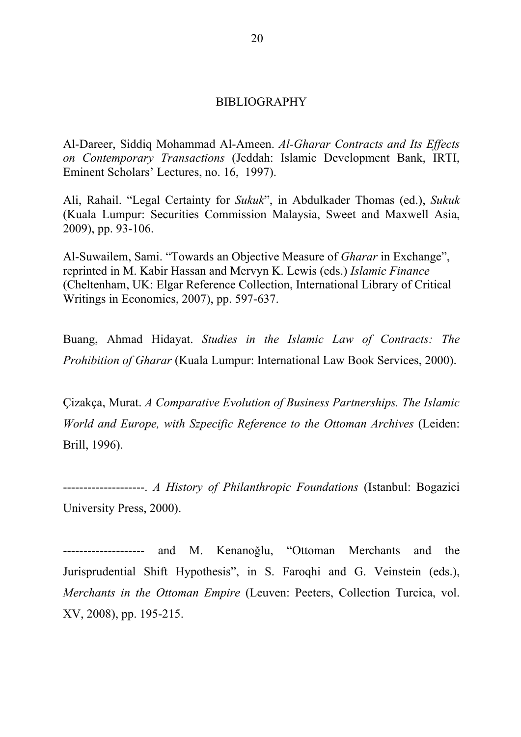## BIBLIOGRAPHY

Al-Dareer, Siddiq Mohammad Al-Ameen. *Al-Gharar Contracts and Its Effects on Contemporary Transactions* (Jeddah: Islamic Development Bank, IRTI, Eminent Scholars' Lectures, no. 16, 1997).

Ali, Rahail. "Legal Certainty for *Sukuk*", in Abdulkader Thomas (ed.), *Sukuk* (Kuala Lumpur: Securities Commission Malaysia, Sweet and Maxwell Asia, 2009), pp. 93-106.

Al-Suwailem, Sami. "Towards an Objective Measure of *Gharar* in Exchange", reprinted in M. Kabir Hassan and Mervyn K. Lewis (eds.) *Islamic Finance* (Cheltenham, UK: Elgar Reference Collection, International Library of Critical Writings in Economics, 2007), pp. 597-637.

Buang, Ahmad Hidayat. *Studies in the Islamic Law of Contracts: The Prohibition of Gharar* (Kuala Lumpur: International Law Book Services, 2000).

Çizakça, Murat. *A Comparative Evolution of Business Partnerships. The Islamic World and Europe, with Szpecific Reference to the Ottoman Archives* (Leiden: Brill, 1996).

--------------------. *A History of Philanthropic Foundations* (Istanbul: Bogazici University Press, 2000).

-------------------- and M. Kenanoğlu, "Ottoman Merchants and the Jurisprudential Shift Hypothesis", in S. Faroqhi and G. Veinstein (eds.), *Merchants in the Ottoman Empire* (Leuven: Peeters, Collection Turcica, vol. XV, 2008), pp. 195-215.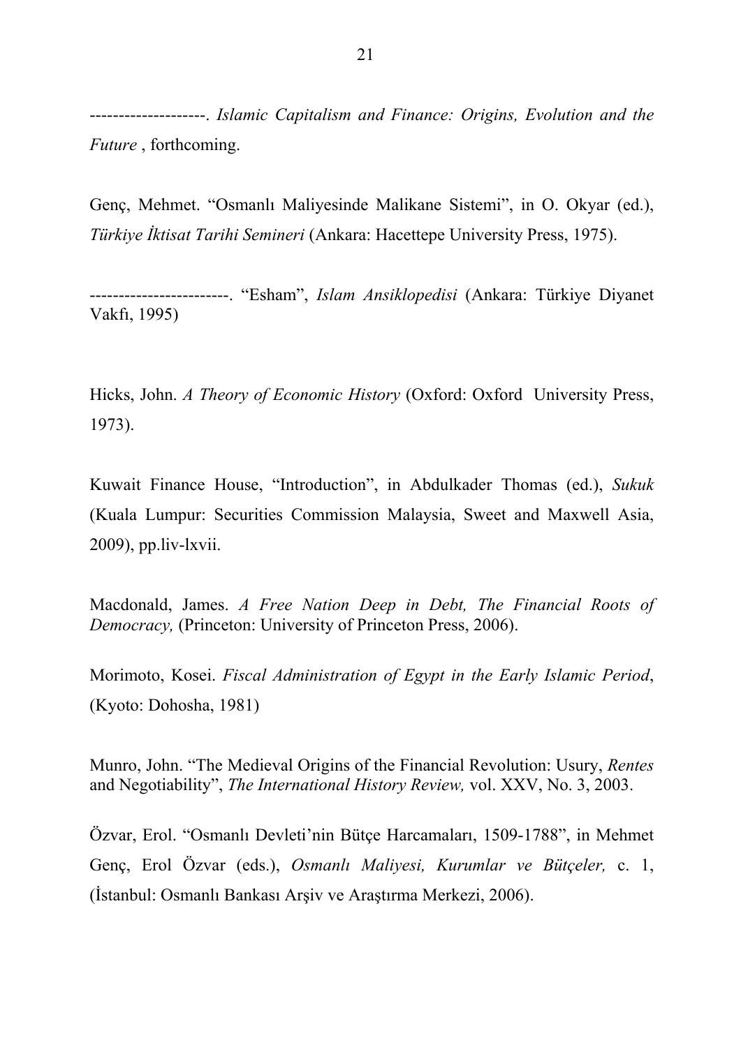--------------------. *Islamic Capitalism and Finance: Origins, Evolution and the Future* , forthcoming.

Genç, Mehmet. "Osmanlı Maliyesinde Malikane Sistemi", in O. Okyar (ed.), *Türkiye İktisat Tarihi Semineri* (Ankara: Hacettepe University Press, 1975).

------------------------. "Esham", *Islam Ansiklopedisi* (Ankara: Türkiye Diyanet Vakfı, 1995)

Hicks, John. *A Theory of Economic History* (Oxford: Oxford University Press, 1973).

Kuwait Finance House, "Introduction", in Abdulkader Thomas (ed.), *Sukuk* (Kuala Lumpur: Securities Commission Malaysia, Sweet and Maxwell Asia, 2009), pp.liv-lxvii.

Macdonald, James. *A Free Nation Deep in Debt, The Financial Roots of Democracy,* (Princeton: University of Princeton Press, 2006).

Morimoto, Kosei. *Fiscal Administration of Egypt in the Early Islamic Period*, (Kyoto: Dohosha, 1981)

Munro, John. "The Medieval Origins of the Financial Revolution: Usury, *Rentes* and Negotiability", *The International History Review,* vol. XXV, No. 3, 2003.

Özvar, Erol. "Osmanlı Devleti'nin Bütçe Harcamaları, 1509-1788", in Mehmet Genç, Erol Özvar (eds.), *Osmanlı Maliyesi, Kurumlar ve Bütçeler,* c. 1, (İstanbul: Osmanlı Bankası Arşiv ve Araştırma Merkezi, 2006).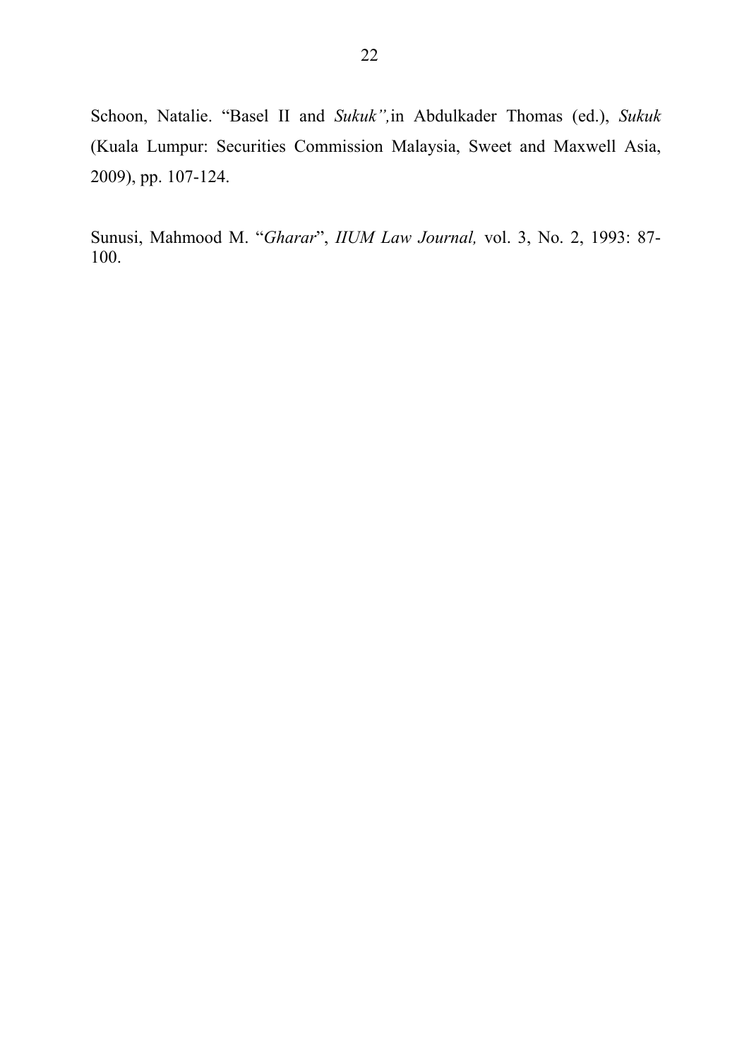Schoon, Natalie. “Basel II and *Sukuk”,* in Abdulkader Thomas (ed.), *Sukuk* (Kuala Lumpur: Securities Commission Malaysia, Sweet and Maxwell Asia, 2009), pp. 107-124.

Sunusi, Mahmood M. “*Gharar*”, *IIUM Law Journal,* vol. 3, No. 2, 1993: 87-100.